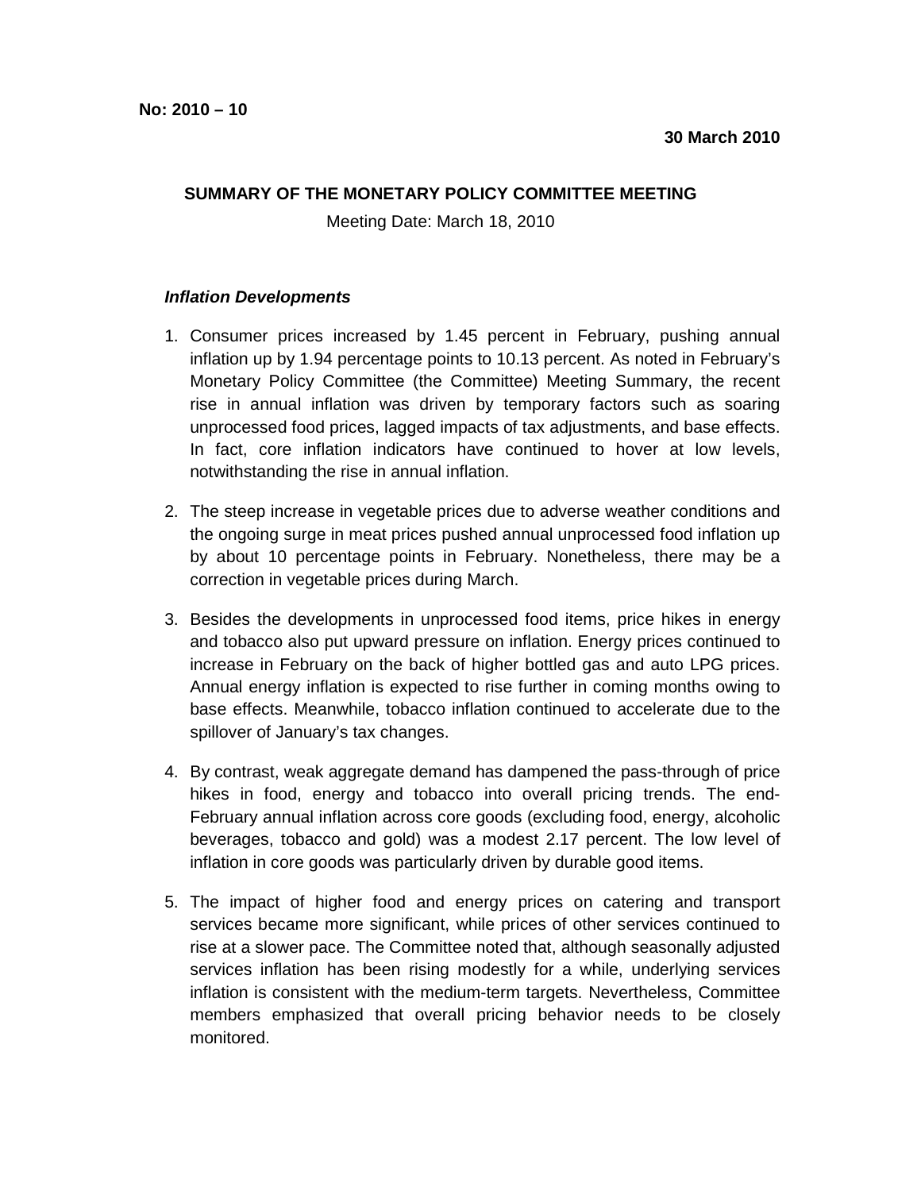**No: 2010 – 10**

**30 March 2010**

**SUMMARY OF THE MONETARY POLICY COMMITTEE MEETING**

Meeting Date: March 18, 2010

***Inflation Developments***

1. Consumer prices increased by 1.45 percent in February, pushing annual inflation up by 1.94 percentage points to 10.13 percent. As noted in February's Monetary Policy Committee (the Committee) Meeting Summary, the recent rise in annual inflation was driven by temporary factors such as soaring unprocessed food prices, lagged impacts of tax adjustments, and base effects. In fact, core inflation indicators have continued to hover at low levels, notwithstanding the rise in annual inflation.

2. The steep increase in vegetable prices due to adverse weather conditions and the ongoing surge in meat prices pushed annual unprocessed food inflation up by about 10 percentage points in February. Nonetheless, there may be a correction in vegetable prices during March.

3. Besides the developments in unprocessed food items, price hikes in energy and tobacco also put upward pressure on inflation. Energy prices continued to increase in February on the back of higher bottled gas and auto LPG prices. Annual energy inflation is expected to rise further in coming months owing to base effects. Meanwhile, tobacco inflation continued to accelerate due to the spillover of January's tax changes.

4. By contrast, weak aggregate demand has dampened the pass-through of price hikes in food, energy and tobacco into overall pricing trends. The end-February annual inflation across core goods (excluding food, energy, alcoholic beverages, tobacco and gold) was a modest 2.17 percent. The low level of inflation in core goods was particularly driven by durable good items.

5. The impact of higher food and energy prices on catering and transport services became more significant, while prices of other services continued to rise at a slower pace. The Committee noted that, although seasonally adjusted services inflation has been rising modestly for a while, underlying services inflation is consistent with the medium-term targets. Nevertheless, Committee members emphasized that overall pricing behavior needs to be closely monitored.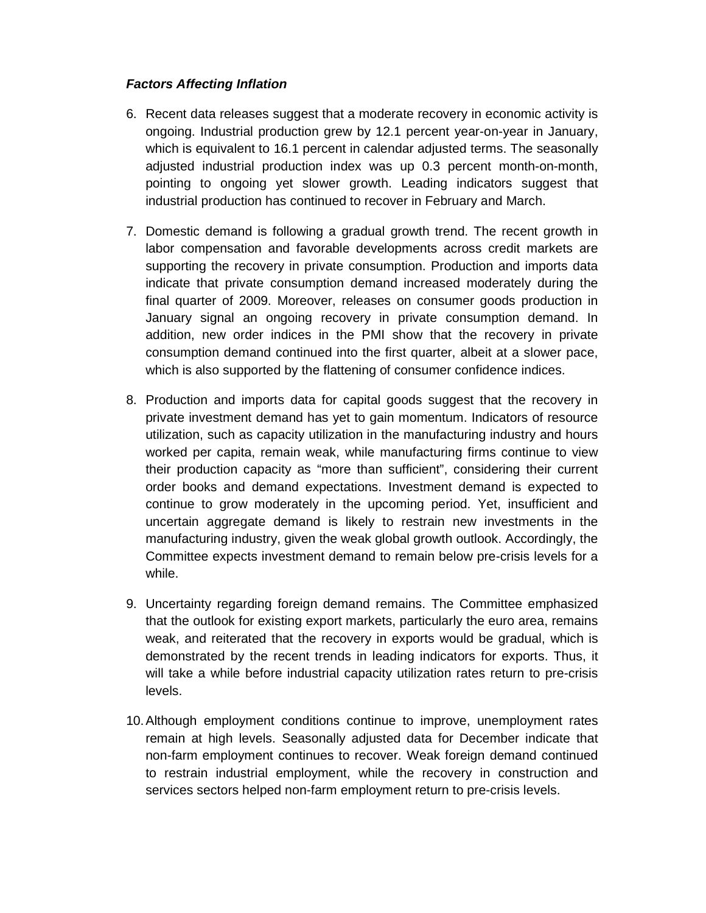***Factors Affecting Inflation***

6. Recent data releases suggest that a moderate recovery in economic activity is ongoing. Industrial production grew by 12.1 percent year-on-year in January, which is equivalent to 16.1 percent in calendar adjusted terms. The seasonally adjusted industrial production index was up 0.3 percent month-on-month, pointing to ongoing yet slower growth. Leading indicators suggest that industrial production has continued to recover in February and March.

7. Domestic demand is following a gradual growth trend. The recent growth in labor compensation and favorable developments across credit markets are supporting the recovery in private consumption. Production and imports data indicate that private consumption demand increased moderately during the final quarter of 2009. Moreover, releases on consumer goods production in January signal an ongoing recovery in private consumption demand. In addition, new order indices in the PMI show that the recovery in private consumption demand continued into the first quarter, albeit at a slower pace, which is also supported by the flattening of consumer confidence indices.

8. Production and imports data for capital goods suggest that the recovery in private investment demand has yet to gain momentum. Indicators of resource utilization, such as capacity utilization in the manufacturing industry and hours worked per capita, remain weak, while manufacturing firms continue to view their production capacity as "more than sufficient", considering their current order books and demand expectations. Investment demand is expected to continue to grow moderately in the upcoming period. Yet, insufficient and uncertain aggregate demand is likely to restrain new investments in the manufacturing industry, given the weak global growth outlook. Accordingly, the Committee expects investment demand to remain below pre-crisis levels for a while.

9. Uncertainty regarding foreign demand remains. The Committee emphasized that the outlook for existing export markets, particularly the euro area, remains weak, and reiterated that the recovery in exports would be gradual, which is demonstrated by the recent trends in leading indicators for exports. Thus, it will take a while before industrial capacity utilization rates return to pre-crisis levels.

10. Although employment conditions continue to improve, unemployment rates remain at high levels. Seasonally adjusted data for December indicate that non-farm employment continues to recover. Weak foreign demand continued to restrain industrial employment, while the recovery in construction and services sectors helped non-farm employment return to pre-crisis levels.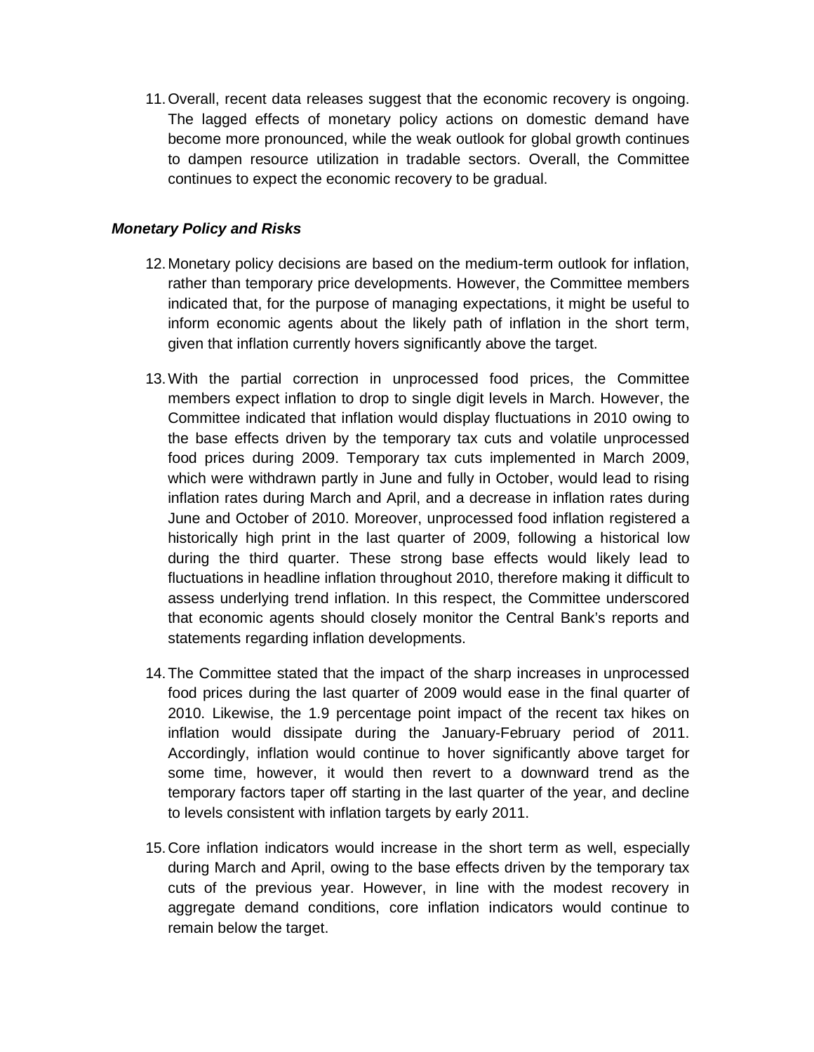11. Overall, recent data releases suggest that the economic recovery is ongoing. The lagged effects of monetary policy actions on domestic demand have become more pronounced, while the weak outlook for global growth continues to dampen resource utilization in tradable sectors. Overall, the Committee continues to expect the economic recovery to be gradual.

### ***Monetary Policy and Risks***

12. Monetary policy decisions are based on the medium-term outlook for inflation, rather than temporary price developments. However, the Committee members indicated that, for the purpose of managing expectations, it might be useful to inform economic agents about the likely path of inflation in the short term, given that inflation currently hovers significantly above the target.

13. With the partial correction in unprocessed food prices, the Committee members expect inflation to drop to single digit levels in March. However, the Committee indicated that inflation would display fluctuations in 2010 owing to the base effects driven by the temporary tax cuts and volatile unprocessed food prices during 2009. Temporary tax cuts implemented in March 2009, which were withdrawn partly in June and fully in October, would lead to rising inflation rates during March and April, and a decrease in inflation rates during June and October of 2010. Moreover, unprocessed food inflation registered a historically high print in the last quarter of 2009, following a historical low during the third quarter. These strong base effects would likely lead to fluctuations in headline inflation throughout 2010, therefore making it difficult to assess underlying trend inflation. In this respect, the Committee underscored that economic agents should closely monitor the Central Bank's reports and statements regarding inflation developments.

14. The Committee stated that the impact of the sharp increases in unprocessed food prices during the last quarter of 2009 would ease in the final quarter of 2010. Likewise, the 1.9 percentage point impact of the recent tax hikes on inflation would dissipate during the January-February period of 2011. Accordingly, inflation would continue to hover significantly above target for some time, however, it would then revert to a downward trend as the temporary factors taper off starting in the last quarter of the year, and decline to levels consistent with inflation targets by early 2011.

15. Core inflation indicators would increase in the short term as well, especially during March and April, owing to the base effects driven by the temporary tax cuts of the previous year. However, in line with the modest recovery in aggregate demand conditions, core inflation indicators would continue to remain below the target.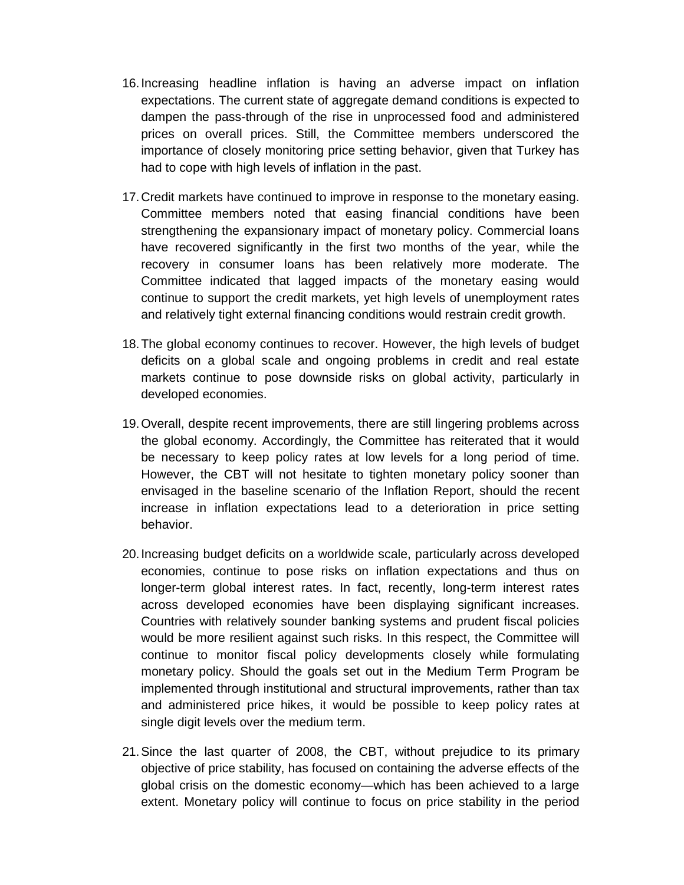16. Increasing headline inflation is having an adverse impact on inflation expectations. The current state of aggregate demand conditions is expected to dampen the pass-through of the rise in unprocessed food and administered prices on overall prices. Still, the Committee members underscored the importance of closely monitoring price setting behavior, given that Turkey has had to cope with high levels of inflation in the past.

17. Credit markets have continued to improve in response to the monetary easing. Committee members noted that easing financial conditions have been strengthening the expansionary impact of monetary policy. Commercial loans have recovered significantly in the first two months of the year, while the recovery in consumer loans has been relatively more moderate. The Committee indicated that lagged impacts of the monetary easing would continue to support the credit markets, yet high levels of unemployment rates and relatively tight external financing conditions would restrain credit growth.

18. The global economy continues to recover. However, the high levels of budget deficits on a global scale and ongoing problems in credit and real estate markets continue to pose downside risks on global activity, particularly in developed economies.

19. Overall, despite recent improvements, there are still lingering problems across the global economy. Accordingly, the Committee has reiterated that it would be necessary to keep policy rates at low levels for a long period of time. However, the CBT will not hesitate to tighten monetary policy sooner than envisaged in the baseline scenario of the Inflation Report, should the recent increase in inflation expectations lead to a deterioration in price setting behavior.

20. Increasing budget deficits on a worldwide scale, particularly across developed economies, continue to pose risks on inflation expectations and thus on longer-term global interest rates. In fact, recently, long-term interest rates across developed economies have been displaying significant increases. Countries with relatively sounder banking systems and prudent fiscal policies would be more resilient against such risks. In this respect, the Committee will continue to monitor fiscal policy developments closely while formulating monetary policy. Should the goals set out in the Medium Term Program be implemented through institutional and structural improvements, rather than tax and administered price hikes, it would be possible to keep policy rates at single digit levels over the medium term.

21. Since the last quarter of 2008, the CBT, without prejudice to its primary objective of price stability, has focused on containing the adverse effects of the global crisis on the domestic economy—which has been achieved to a large extent. Monetary policy will continue to focus on price stability in the period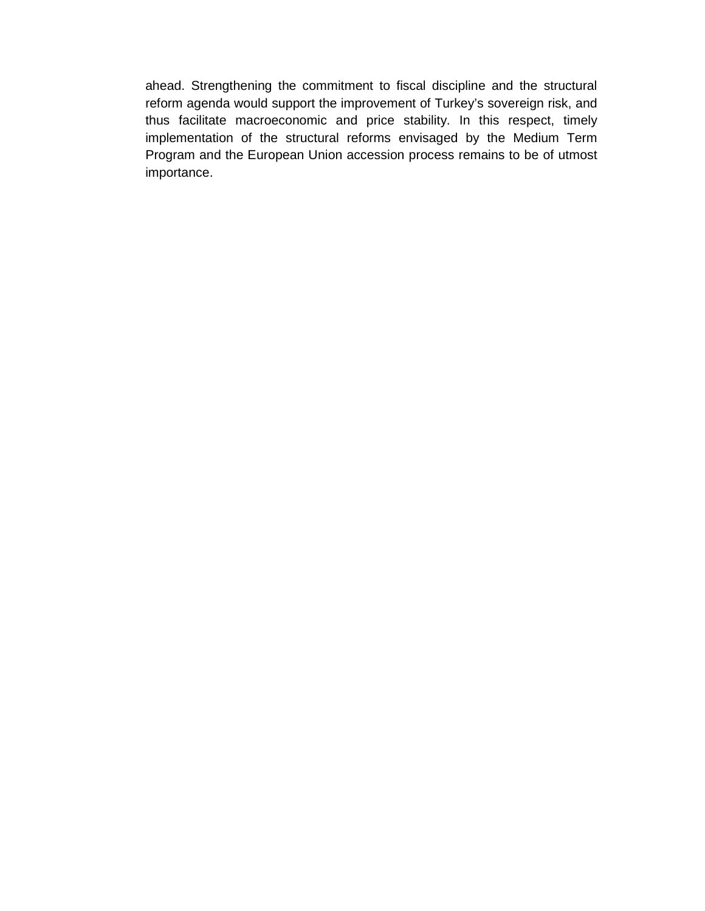ahead. Strengthening the commitment to fiscal discipline and the structural reform agenda would support the improvement of Turkey's sovereign risk, and thus facilitate macroeconomic and price stability. In this respect, timely implementation of the structural reforms envisaged by the Medium Term Program and the European Union accession process remains to be of utmost importance.